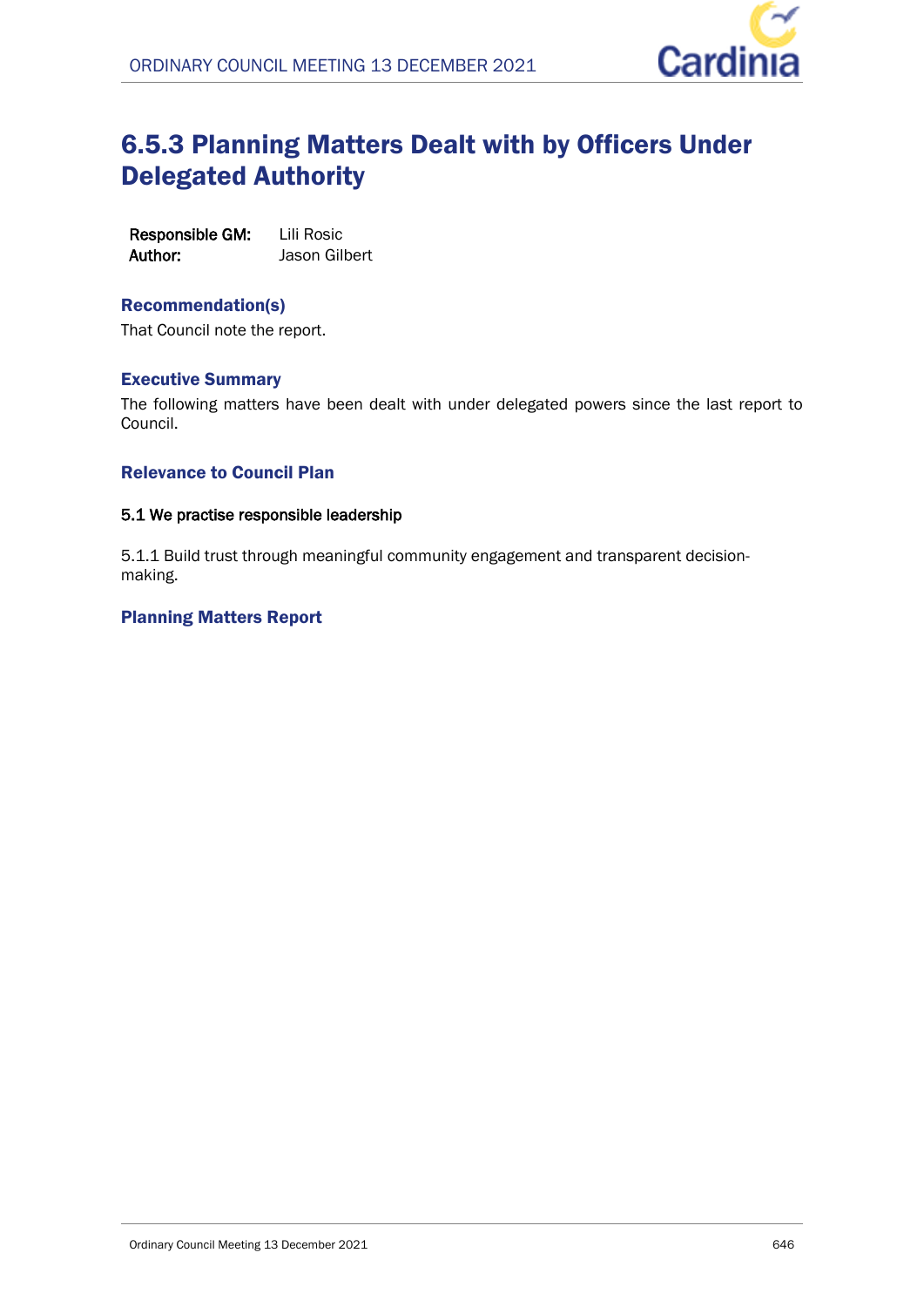# 6.5.3 Planning Matters Dealt with by Officers Under Delegated Authority

**Responsible GM:** Lili Rosic
**Author:** Jason Gilbert

## Recommendation(s)

That Council note the report.

## Executive Summary

The following matters have been dealt with under delegated powers since the last report to Council.

## Relevance to Council Plan

**5.1 We practise responsible leadership**

5.1.1 Build trust through meaningful community engagement and transparent decision-making.

## Planning Matters Report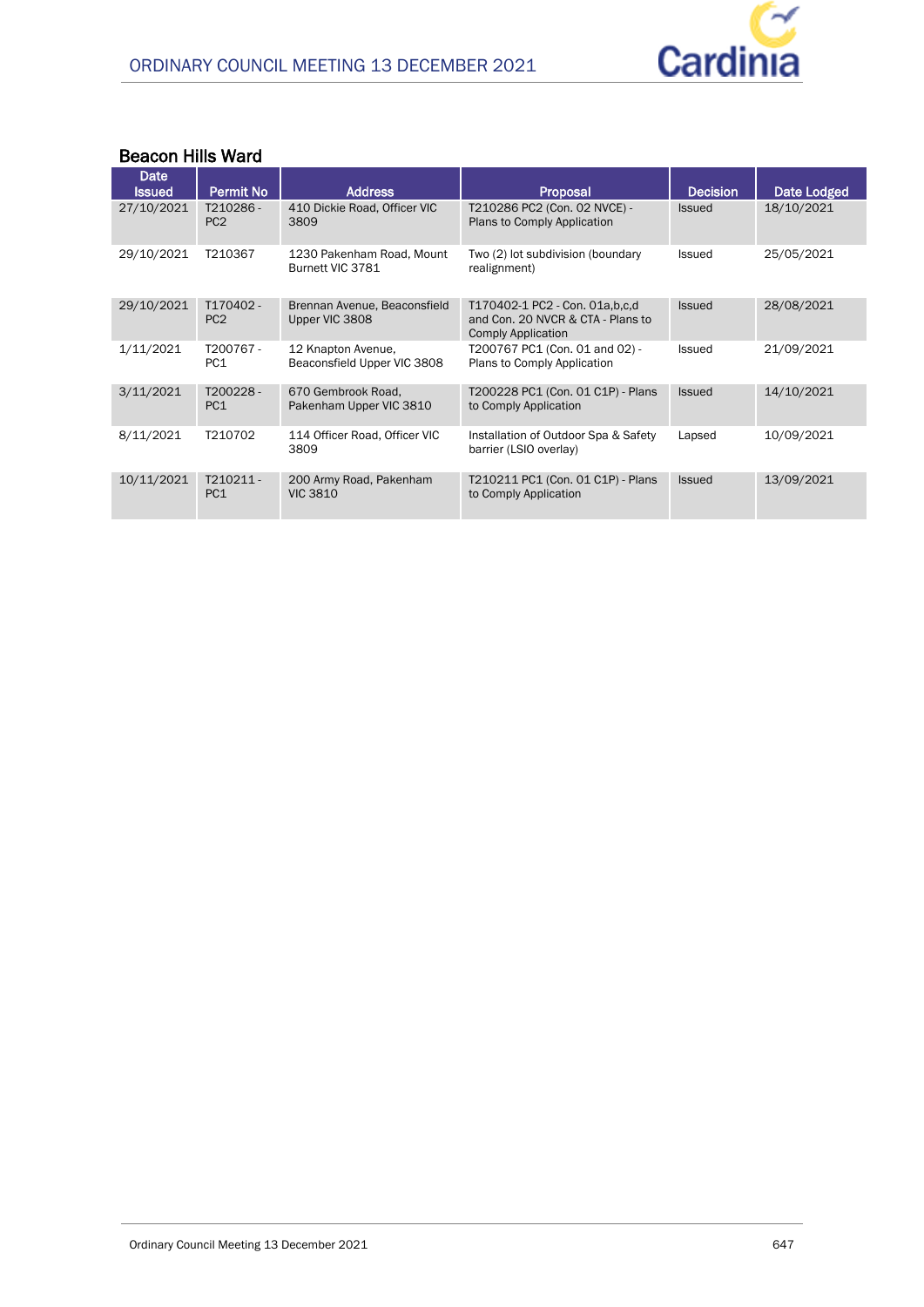## Beacon Hills Ward

| Date Issued | Permit No | Address | Proposal | Decision | Date Lodged |
|---|---|---|---|---|---|
| 27/10/2021 | T210286 - PC2 | 410 Dickie Road, Officer VIC 3809 | T210286 PC2 (Con. 02 NVCE) - Plans to Comply Application | Issued | 18/10/2021 |
| 29/10/2021 | T210367 | 1230 Pakenham Road, Mount Burnett VIC 3781 | Two (2) lot subdivision (boundary realignment) | Issued | 25/05/2021 |
| 29/10/2021 | T170402 - PC2 | Brennan Avenue, Beaconsfield Upper VIC 3808 | T170402-1 PC2 - Con. 01a,b,c,d and Con. 20 NVCR & CTA - Plans to Comply Application | Issued | 28/08/2021 |
| 1/11/2021 | T200767 - PC1 | 12 Knapton Avenue, Beaconsfield Upper VIC 3808 | T200767 PC1 (Con. 01 and 02) - Plans to Comply Application | Issued | 21/09/2021 |
| 3/11/2021 | T200228 - PC1 | 670 Gembrook Road, Pakenham Upper VIC 3810 | T200228 PC1 (Con. 01 C1P) - Plans to Comply Application | Issued | 14/10/2021 |
| 8/11/2021 | T210702 | 114 Officer Road, Officer VIC 3809 | Installation of Outdoor Spa & Safety barrier (LSIO overlay) | Lapsed | 10/09/2021 |
| 10/11/2021 | T210211 - PC1 | 200 Army Road, Pakenham VIC 3810 | T210211 PC1 (Con. 01 C1P) - Plans to Comply Application | Issued | 13/09/2021 |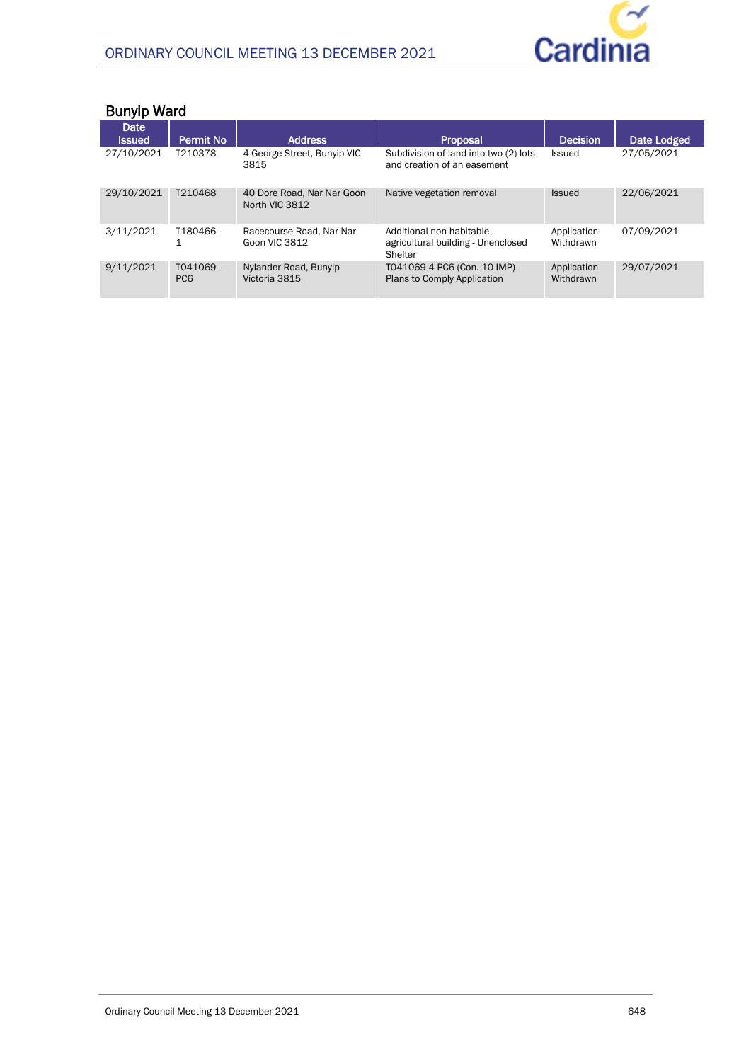## Bunyip Ward

| Date Issued | Permit No | Address | Proposal | Decision | Date Lodged |
|---|---|---|---|---|---|
| 27/10/2021 | T210378 | 4 George Street, Bunyip VIC 3815 | Subdivision of land into two (2) lots and creation of an easement | Issued | 27/05/2021 |
| 29/10/2021 | T210468 | 40 Dore Road, Nar Nar Goon North VIC 3812 | Native vegetation removal | Issued | 22/06/2021 |
| 3/11/2021 | T180466 - 1 | Racecourse Road, Nar Nar Goon VIC 3812 | Additional non-habitable agricultural building - Unenclosed Shelter | Application Withdrawn | 07/09/2021 |
| 9/11/2021 | T041069 - PC6 | Nylander Road, Bunyip Victoria 3815 | T041069-4 PC6 (Con. 10 IMP) - Plans to Comply Application | Application Withdrawn | 29/07/2021 |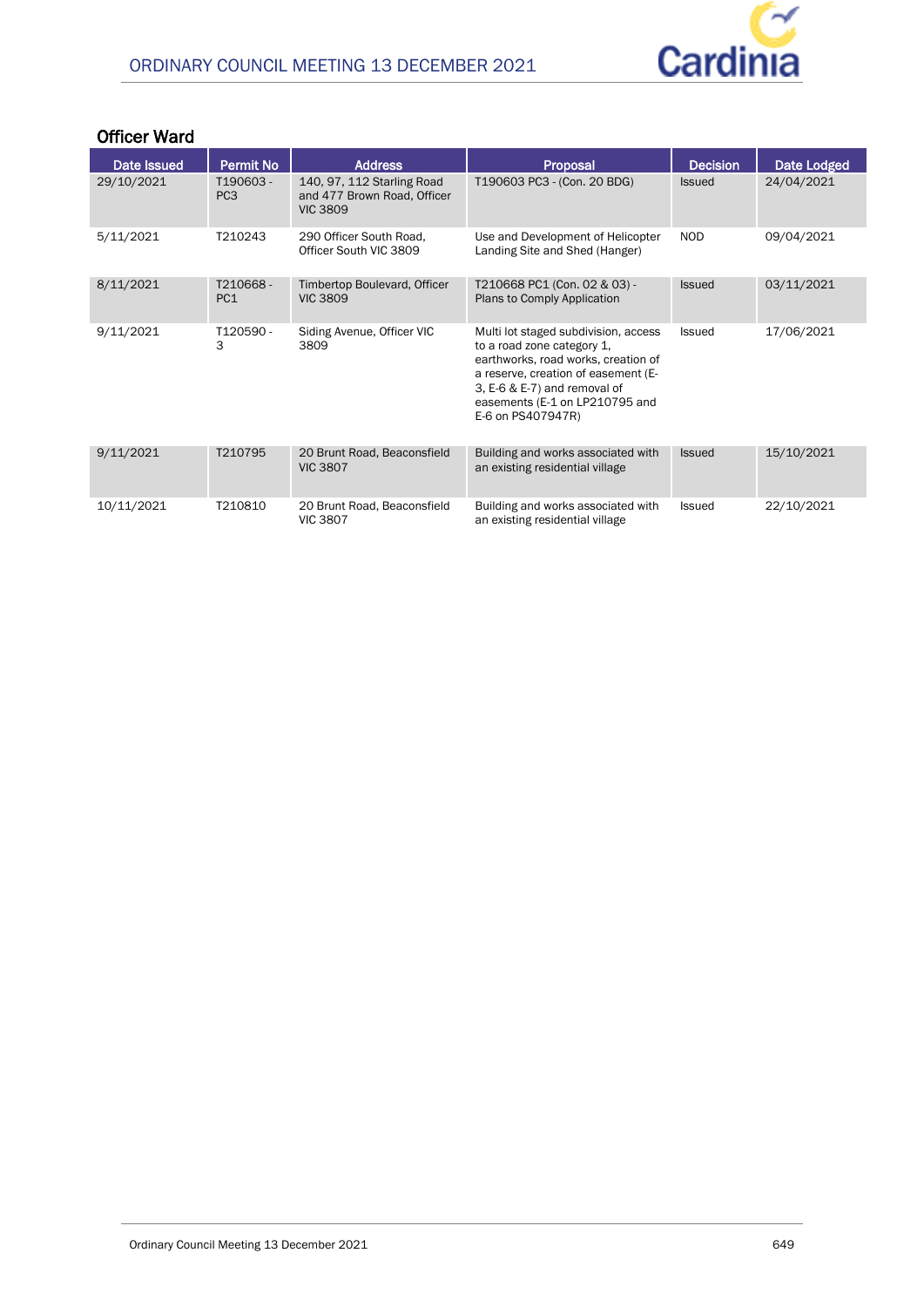## Officer Ward

| Date Issued | Permit No | Address | Proposal | Decision | Date Lodged |
|---|---|---|---|---|---|
| 29/10/2021 | T190603 - PC3 | 140, 97, 112 Starling Road and 477 Brown Road, Officer VIC 3809 | T190603 PC3 - (Con. 20 BDG) | Issued | 24/04/2021 |
| 5/11/2021 | T210243 | 290 Officer South Road, Officer South VIC 3809 | Use and Development of Helicopter Landing Site and Shed (Hanger) | NOD | 09/04/2021 |
| 8/11/2021 | T210668 - PC1 | Timbertop Boulevard, Officer VIC 3809 | T210668 PC1 (Con. 02 & 03) - Plans to Comply Application | Issued | 03/11/2021 |
| 9/11/2021 | T120590 - 3 | Siding Avenue, Officer VIC 3809 | Multi lot staged subdivision, access to a road zone category 1, earthworks, road works, creation of a reserve, creation of easement (E-3, E-6 & E-7) and removal of easements (E-1 on LP210795 and E-6 on PS407947R) | Issued | 17/06/2021 |
| 9/11/2021 | T210795 | 20 Brunt Road, Beaconsfield VIC 3807 | Building and works associated with an existing residential village | Issued | 15/10/2021 |
| 10/11/2021 | T210810 | 20 Brunt Road, Beaconsfield VIC 3807 | Building and works associated with an existing residential village | Issued | 22/10/2021 |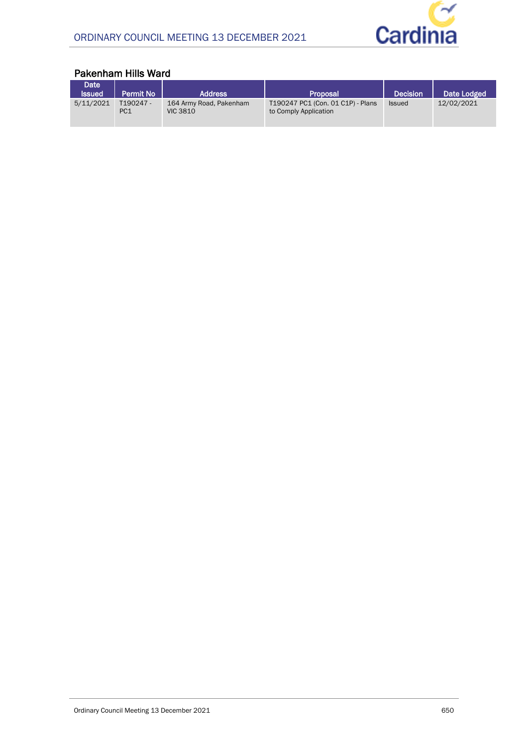## Pakenham Hills Ward

| Date Issued | Permit No | Address | Proposal | Decision | Date Lodged |
|---|---|---|---|---|---|
| 5/11/2021 | T190247 - PC1 | 164 Army Road, Pakenham VIC 3810 | T190247 PC1 (Con. 01 C1P) - Plans to Comply Application | Issued | 12/02/2021 |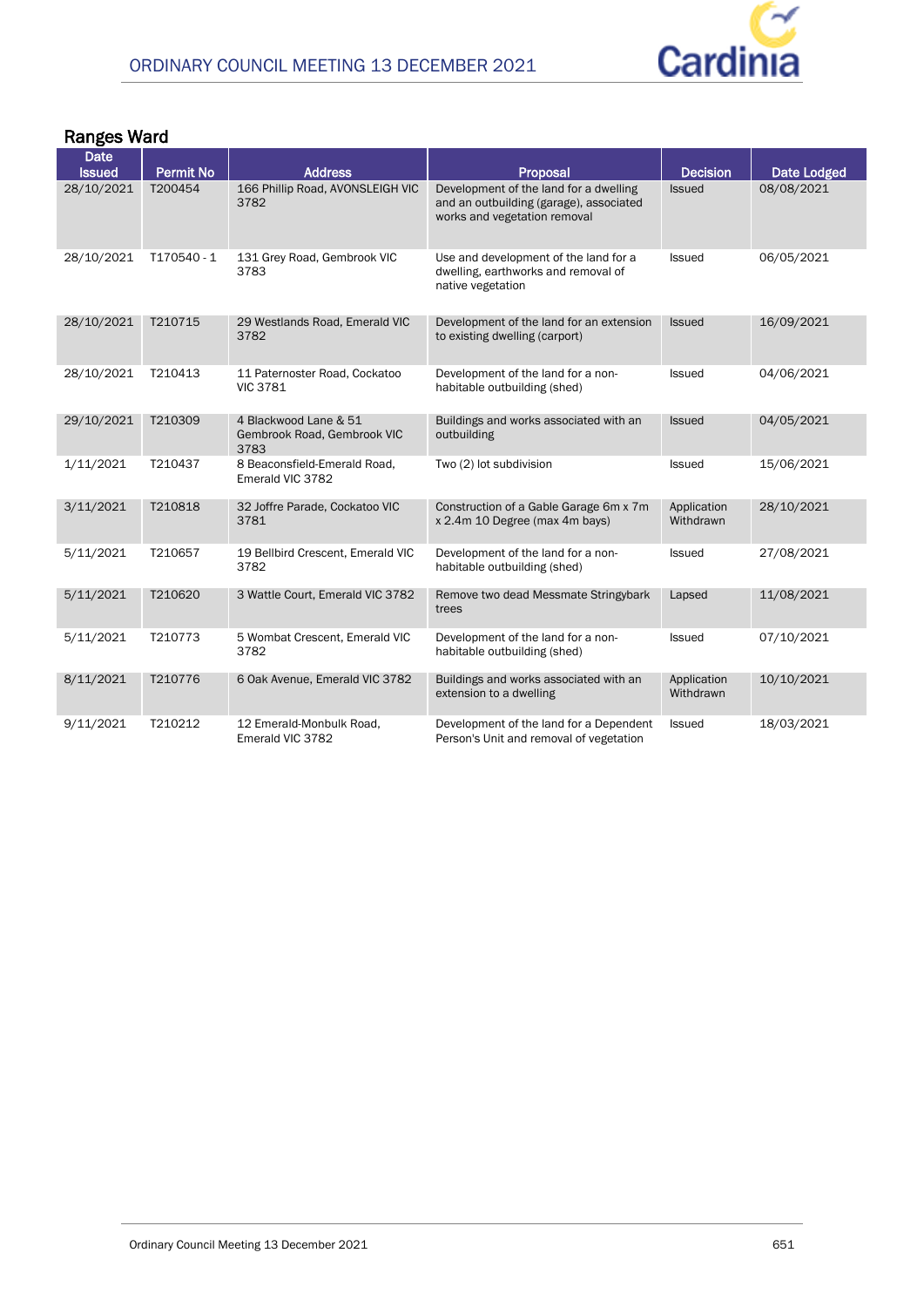## Ranges Ward

| Date Issued | Permit No | Address | Proposal | Decision | Date Lodged |
|---|---|---|---|---|---|
| 28/10/2021 | T200454 | 166 Phillip Road, AVONSLEIGH VIC 3782 | Development of the land for a dwelling and an outbuilding (garage), associated works and vegetation removal | Issued | 08/08/2021 |
| 28/10/2021 | T170540 - 1 | 131 Grey Road, Gembrook VIC 3783 | Use and development of the land for a dwelling, earthworks and removal of native vegetation | Issued | 06/05/2021 |
| 28/10/2021 | T210715 | 29 Westlands Road, Emerald VIC 3782 | Development of the land for an extension to existing dwelling (carport) | Issued | 16/09/2021 |
| 28/10/2021 | T210413 | 11 Paternoster Road, Cockatoo VIC 3781 | Development of the land for a non-habitable outbuilding (shed) | Issued | 04/06/2021 |
| 29/10/2021 | T210309 | 4 Blackwood Lane & 51 Gembrook Road, Gembrook VIC 3783 | Buildings and works associated with an outbuilding | Issued | 04/05/2021 |
| 1/11/2021 | T210437 | 8 Beaconsfield-Emerald Road, Emerald VIC 3782 | Two (2) lot subdivision | Issued | 15/06/2021 |
| 3/11/2021 | T210818 | 32 Joffre Parade, Cockatoo VIC 3781 | Construction of a Gable Garage 6m x 7m x 2.4m 10 Degree (max 4m bays) | Application Withdrawn | 28/10/2021 |
| 5/11/2021 | T210657 | 19 Bellbird Crescent, Emerald VIC 3782 | Development of the land for a non-habitable outbuilding (shed) | Issued | 27/08/2021 |
| 5/11/2021 | T210620 | 3 Wattle Court, Emerald VIC 3782 | Remove two dead Messmate Stringybark trees | Lapsed | 11/08/2021 |
| 5/11/2021 | T210773 | 5 Wombat Crescent, Emerald VIC 3782 | Development of the land for a non-habitable outbuilding (shed) | Issued | 07/10/2021 |
| 8/11/2021 | T210776 | 6 Oak Avenue, Emerald VIC 3782 | Buildings and works associated with an extension to a dwelling | Application Withdrawn | 10/10/2021 |
| 9/11/2021 | T210212 | 12 Emerald-Monbulk Road, Emerald VIC 3782 | Development of the land for a Dependent Person's Unit and removal of vegetation | Issued | 18/03/2021 |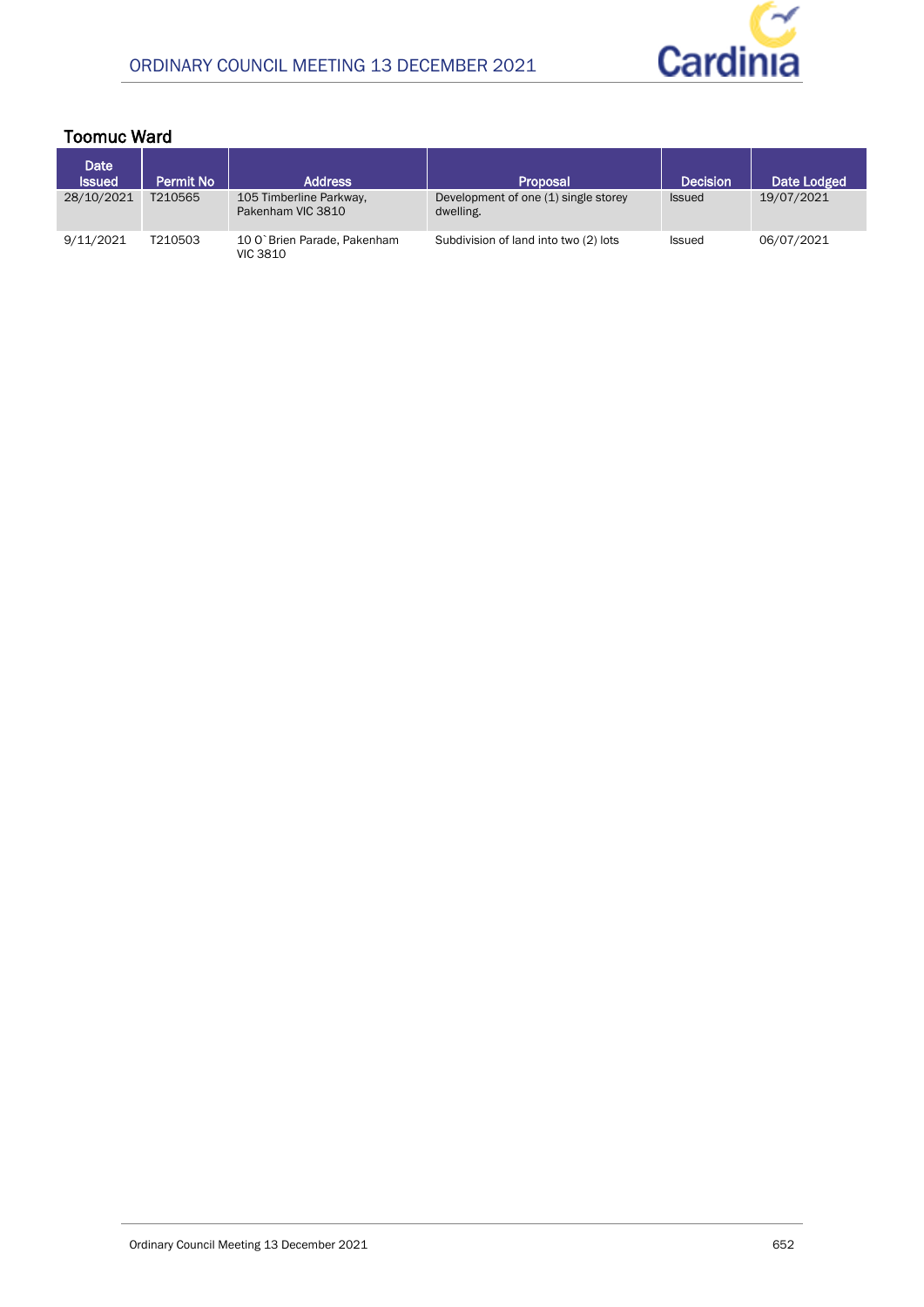## Toomuc Ward

| Date Issued | Permit No | Address | Proposal | Decision | Date Lodged |
|---|---|---|---|---|---|
| 28/10/2021 | T210565 | 105 Timberline Parkway, Pakenham VIC 3810 | Development of one (1) single storey dwelling. | Issued | 19/07/2021 |
| 9/11/2021 | T210503 | 10 O`Brien Parade, Pakenham VIC 3810 | Subdivision of land into two (2) lots | Issued | 06/07/2021 |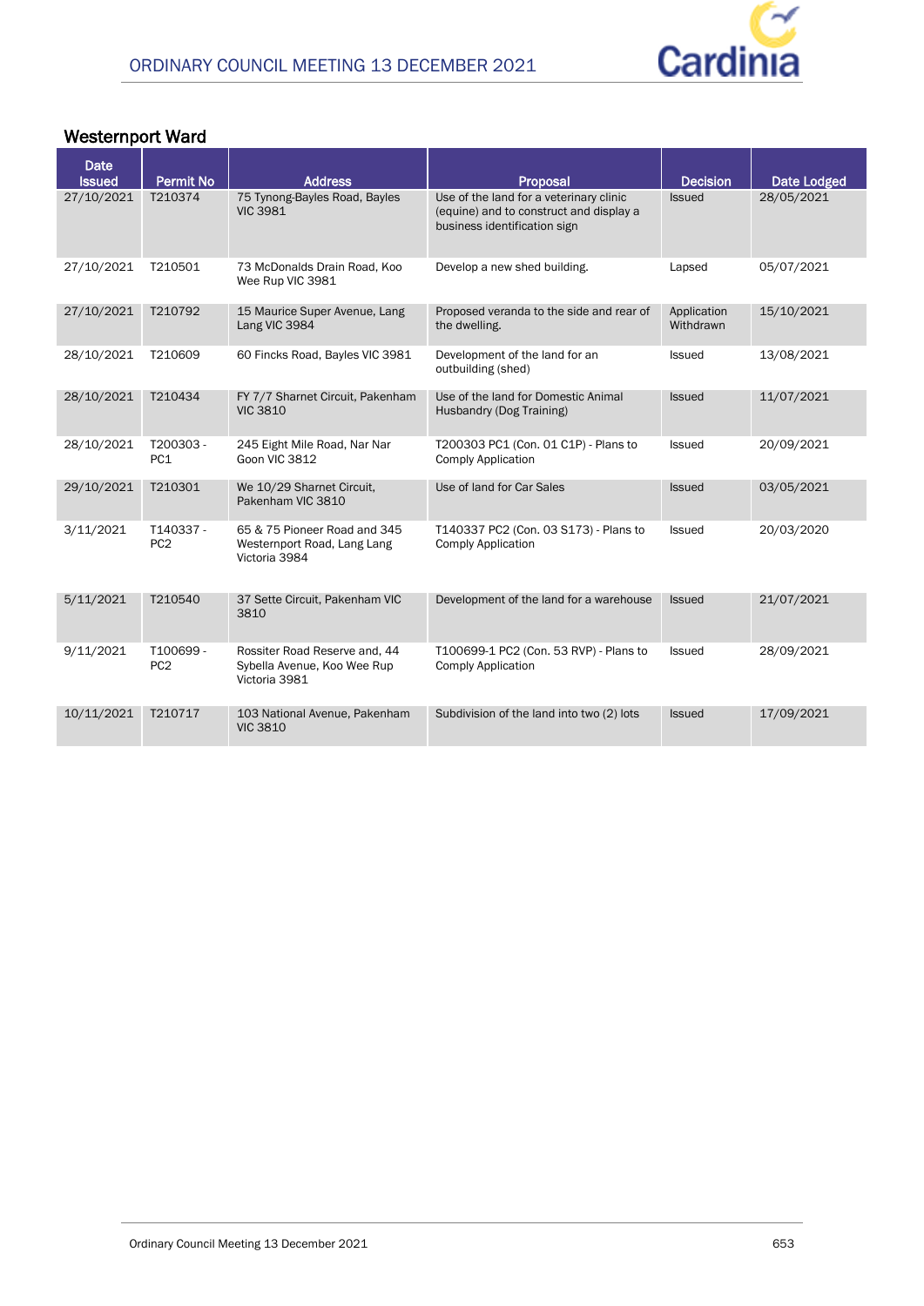## Westernport Ward

| Date Issued | Permit No | Address | Proposal | Decision | Date Lodged |
|---|---|---|---|---|---|
| 27/10/2021 | T210374 | 75 Tynong-Bayles Road, Bayles VIC 3981 | Use of the land for a veterinary clinic (equine) and to construct and display a business identification sign | Issued | 28/05/2021 |
| 27/10/2021 | T210501 | 73 McDonalds Drain Road, Koo Wee Rup VIC 3981 | Develop a new shed building. | Lapsed | 05/07/2021 |
| 27/10/2021 | T210792 | 15 Maurice Super Avenue, Lang Lang VIC 3984 | Proposed veranda to the side and rear of the dwelling. | Application Withdrawn | 15/10/2021 |
| 28/10/2021 | T210609 | 60 Fincks Road, Bayles VIC 3981 | Development of the land for an outbuilding (shed) | Issued | 13/08/2021 |
| 28/10/2021 | T210434 | FY 7/7 Sharnet Circuit, Pakenham VIC 3810 | Use of the land for Domestic Animal Husbandry (Dog Training) | Issued | 11/07/2021 |
| 28/10/2021 | T200303 - PC1 | 245 Eight Mile Road, Nar Nar Goon VIC 3812 | T200303 PC1 (Con. 01 C1P) - Plans to Comply Application | Issued | 20/09/2021 |
| 29/10/2021 | T210301 | We 10/29 Sharnet Circuit, Pakenham VIC 3810 | Use of land for Car Sales | Issued | 03/05/2021 |
| 3/11/2021 | T140337 - PC2 | 65 & 75 Pioneer Road and 345 Westernport Road, Lang Lang Victoria 3984 | T140337 PC2 (Con. 03 S173) - Plans to Comply Application | Issued | 20/03/2020 |
| 5/11/2021 | T210540 | 37 Sette Circuit, Pakenham VIC 3810 | Development of the land for a warehouse | Issued | 21/07/2021 |
| 9/11/2021 | T100699 - PC2 | Rossiter Road Reserve and, 44 Sybella Avenue, Koo Wee Rup Victoria 3981 | T100699-1 PC2 (Con. 53 RVP) - Plans to Comply Application | Issued | 28/09/2021 |
| 10/11/2021 | T210717 | 103 National Avenue, Pakenham VIC 3810 | Subdivision of the land into two (2) lots | Issued | 17/09/2021 |